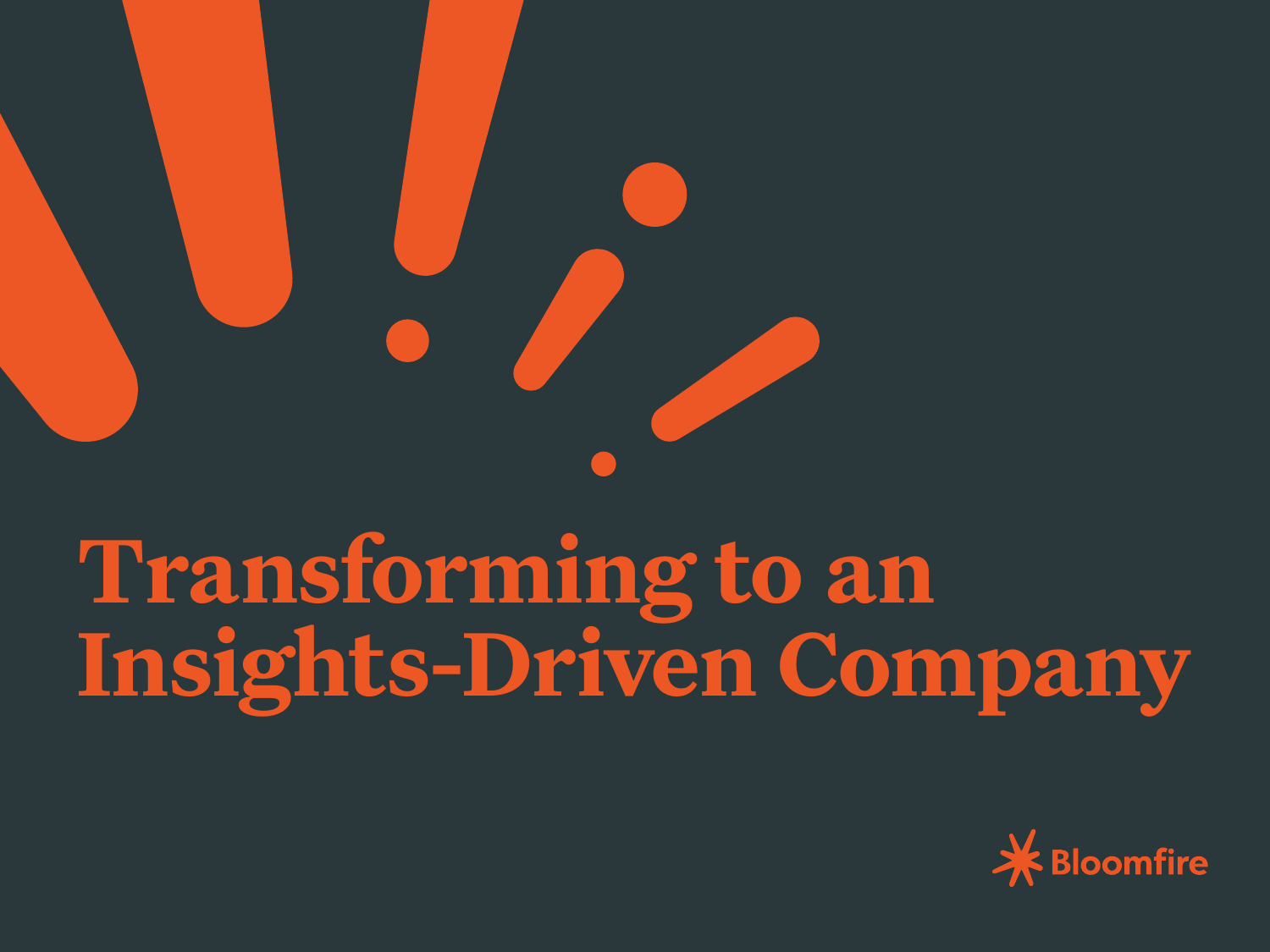# Transforming to an Insights-Driven Company

Bloomfire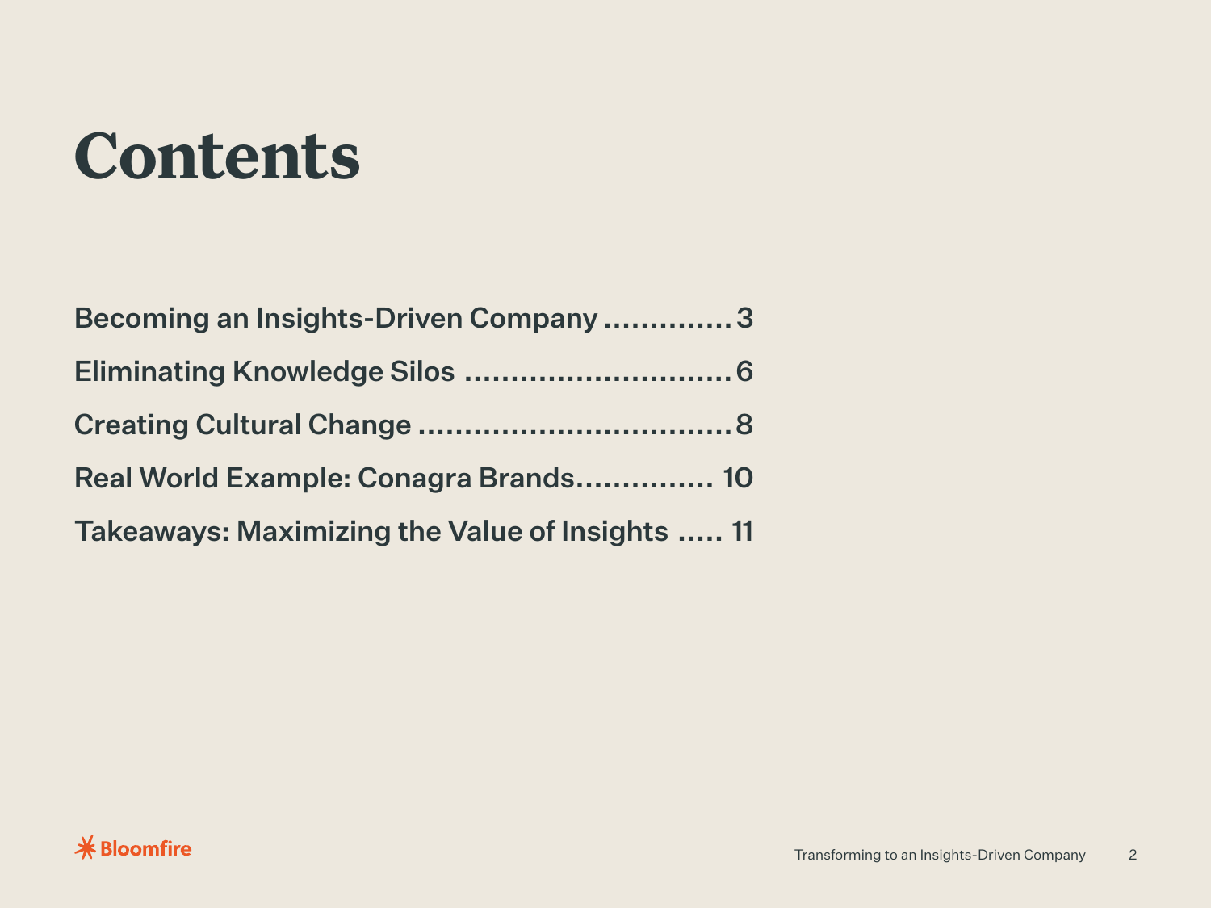# Contents

Becoming an Insights-Driven Company .............. 3

Eliminating Knowledge Silos .............................. 6

Creating Cultural Change .................................. 8

Real World Example: Conagra Brands............... 10

Takeaways: Maximizing the Value of Insights ..... 11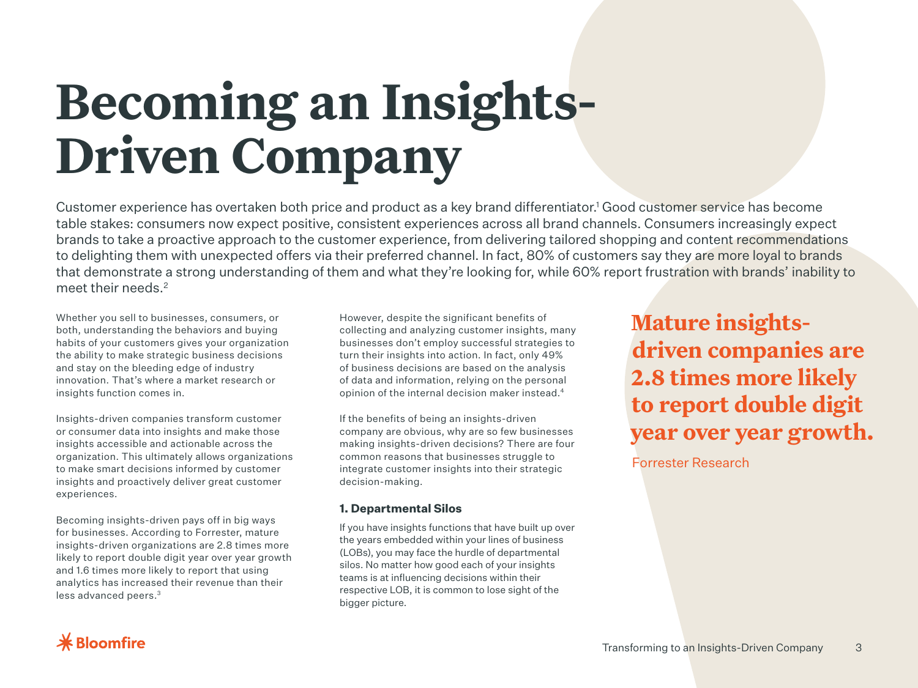# Becoming an Insights-Driven Company

Customer experience has overtaken both price and product as a key brand differentiator.[1] Good customer service has become table stakes: consumers now expect positive, consistent experiences across all brand channels. Consumers increasingly expect brands to take a proactive approach to the customer experience, from delivering tailored shopping and content recommendations to delighting them with unexpected offers via their preferred channel. In fact, 80% of customers say they are more loyal to brands that demonstrate a strong understanding of them and what they're looking for, while 60% report frustration with brands' inability to meet their needs.[2]

Whether you sell to businesses, consumers, or both, understanding the behaviors and buying habits of your customers gives your organization the ability to make strategic business decisions and stay on the bleeding edge of industry innovation. That's where a market research or insights function comes in.

Insights-driven companies transform customer or consumer data into insights and make those insights accessible and actionable across the organization. This ultimately allows organizations to make smart decisions informed by customer insights and proactively deliver great customer experiences.

Becoming insights-driven pays off in big ways for businesses. According to Forrester, mature insights-driven organizations are 2.8 times more likely to report double digit year over year growth and 1.6 times more likely to report that using analytics has increased their revenue than their less advanced peers.[3]

However, despite the significant benefits of collecting and analyzing customer insights, many businesses don't employ successful strategies to turn their insights into action. In fact, only 49% of business decisions are based on the analysis of data and information, relying on the personal opinion of the internal decision maker instead.[4]

If the benefits of being an insights-driven company are obvious, why are so few businesses making insights-driven decisions? There are four common reasons that businesses struggle to integrate customer insights into their strategic decision-making.

### 1. Departmental Silos

If you have insights functions that have built up over the years embedded within your lines of business (LOBs), you may face the hurdle of departmental silos. No matter how good each of your insights teams is at influencing decisions within their respective LOB, it is common to lose sight of the bigger picture.

> **Mature insights-driven companies are 2.8 times more likely to report double digit year over year growth.**
>
> Forrester Research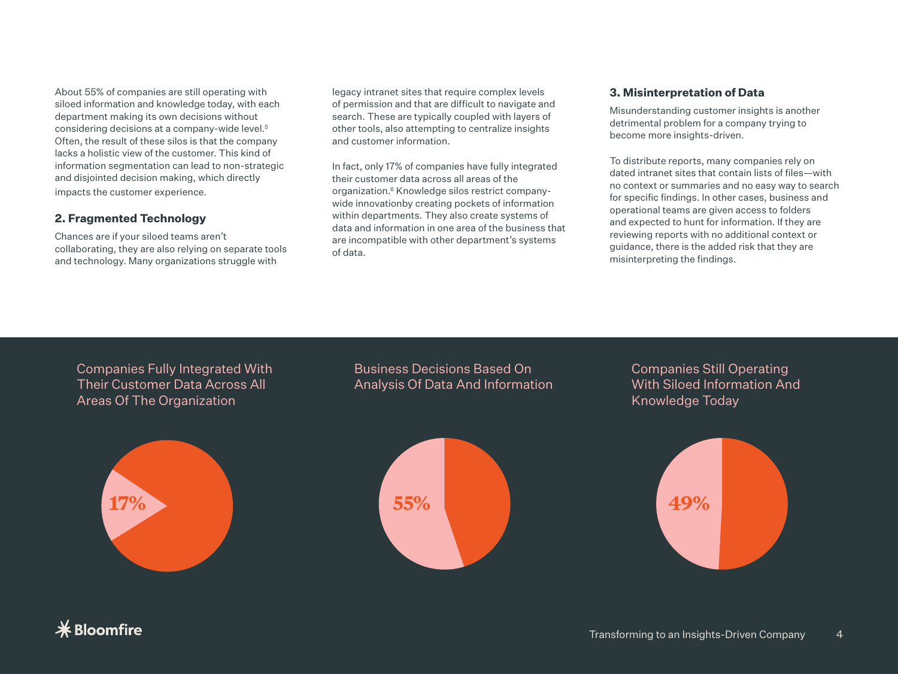About 55% of companies are still operating with siloed information and knowledge today, with each department making its own decisions without considering decisions at a company-wide level.[5] Often, the result of these silos is that the company lacks a holistic view of the customer. This kind of information segmentation can lead to non-strategic and disjointed decision making, which directly impacts the customer experience.

## 2. Fragmented Technology

Chances are if your siloed teams aren't collaborating, they are also relying on separate tools and technology. Many organizations struggle with legacy intranet sites that require complex levels of permission and that are difficult to navigate and search. These are typically coupled with layers of other tools, also attempting to centralize insights and customer information.

In fact, only 17% of companies have fully integrated their customer data across all areas of the organization.[6] Knowledge silos restrict company-wide innovationby creating pockets of information within departments. They also create systems of data and information in one area of the business that are incompatible with other department's systems of data.

## 3. Misinterpretation of Data

Misunderstanding customer insights is another detrimental problem for a company trying to become more insights-driven.

To distribute reports, many companies rely on dated intranet sites that contain lists of files—with no context or summaries and no easy way to search for specific findings. In other cases, business and operational teams are given access to folders and expected to hunt for information. If they are reviewing reports with no additional context or guidance, there is the added risk that they are misinterpreting the findings.

Companies Fully Integrated With Their Customer Data Across All Areas Of The Organization

17%

Business Decisions Based On Analysis Of Data And Information

55%

Companies Still Operating With Siloed Information And Knowledge Today

49%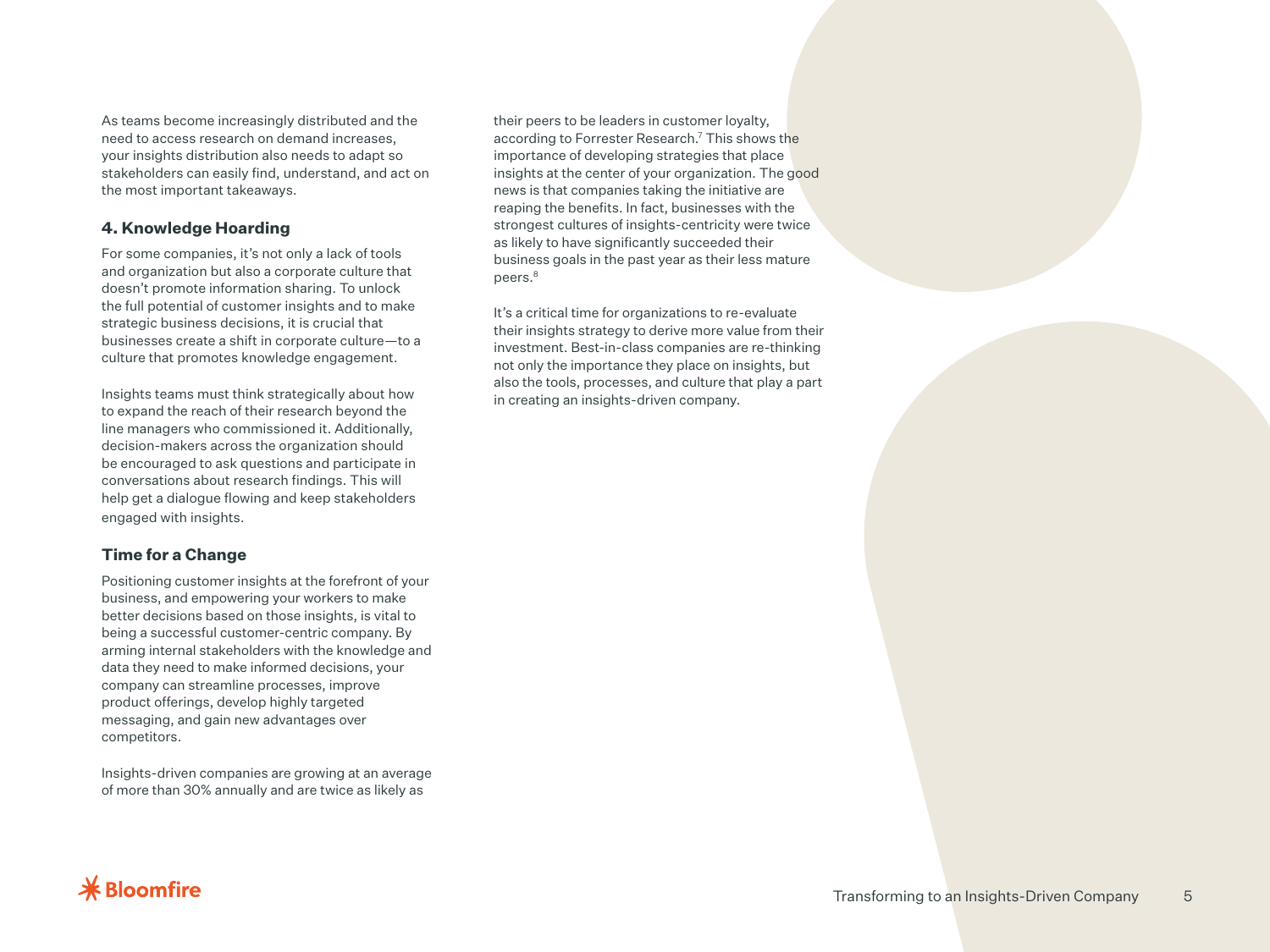As teams become increasingly distributed and the need to access research on demand increases, your insights distribution also needs to adapt so stakeholders can easily find, understand, and act on the most important takeaways.

### 4. Knowledge Hoarding

For some companies, it's not only a lack of tools and organization but also a corporate culture that doesn't promote information sharing. To unlock the full potential of customer insights and to make strategic business decisions, it is crucial that businesses create a shift in corporate culture—to a culture that promotes knowledge engagement.

Insights teams must think strategically about how to expand the reach of their research beyond the line managers who commissioned it. Additionally, decision-makers across the organization should be encouraged to ask questions and participate in conversations about research findings. This will help get a dialogue flowing and keep stakeholders engaged with insights.

### Time for a Change

Positioning customer insights at the forefront of your business, and empowering your workers to make better decisions based on those insights, is vital to being a successful customer-centric company. By arming internal stakeholders with the knowledge and data they need to make informed decisions, your company can streamline processes, improve product offerings, develop highly targeted messaging, and gain new advantages over competitors.

Insights-driven companies are growing at an average of more than 30% annually and are twice as likely as their peers to be leaders in customer loyalty, according to Forrester Research.[7] This shows the importance of developing strategies that place insights at the center of your organization. The good news is that companies taking the initiative are reaping the benefits. In fact, businesses with the strongest cultures of insights-centricity were twice as likely to have significantly succeeded their business goals in the past year as their less mature peers.[8]

It's a critical time for organizations to re-evaluate their insights strategy to derive more value from their investment. Best-in-class companies are re-thinking not only the importance they place on insights, but also the tools, processes, and culture that play a part in creating an insights-driven company.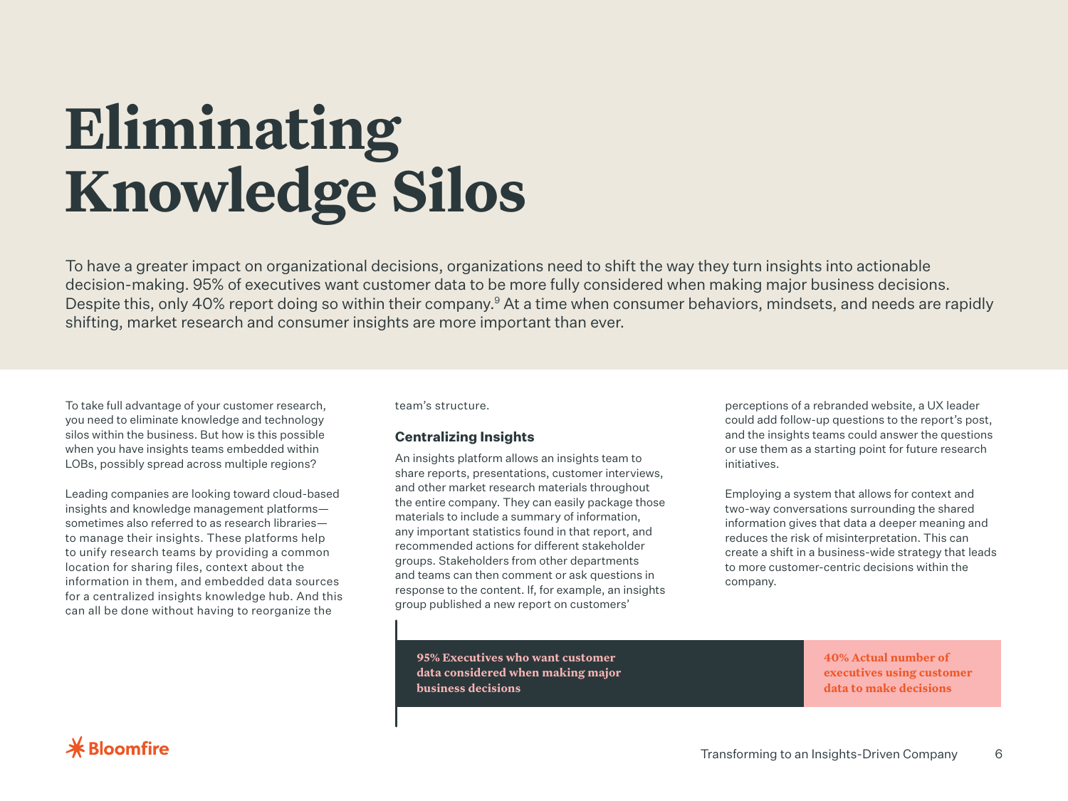# Eliminating Knowledge Silos

To have a greater impact on organizational decisions, organizations need to shift the way they turn insights into actionable decision-making. 95% of executives want customer data to be more fully considered when making major business decisions. Despite this, only 40% report doing so within their company.[9] At a time when consumer behaviors, mindsets, and needs are rapidly shifting, market research and consumer insights are more important than ever.

To take full advantage of your customer research, you need to eliminate knowledge and technology silos within the business. But how is this possible when you have insights teams embedded within LOBs, possibly spread across multiple regions?

Leading companies are looking toward cloud-based insights and knowledge management platforms—sometimes also referred to as research libraries—to manage their insights. These platforms help to unify research teams by providing a common location for sharing files, context about the information in them, and embedded data sources for a centralized insights knowledge hub. And this can all be done without having to reorganize the team's structure.

### Centralizing Insights

An insights platform allows an insights team to share reports, presentations, customer interviews, and other market research materials throughout the entire company. They can easily package those materials to include a summary of information, any important statistics found in that report, and recommended actions for different stakeholder groups. Stakeholders from other departments and teams can then comment or ask questions in response to the content. If, for example, an insights group published a new report on customers' perceptions of a rebranded website, a UX leader could add follow-up questions to the report's post, and the insights teams could answer the questions or use them as a starting point for future research initiatives.

Employing a system that allows for context and two-way conversations surrounding the shared information gives that data a deeper meaning and reduces the risk of misinterpretation. This can create a shift in a business-wide strategy that leads to more customer-centric decisions within the company.

**95% Executives who want customer data considered when making major business decisions**

**40% Actual number of executives using customer data to make decisions**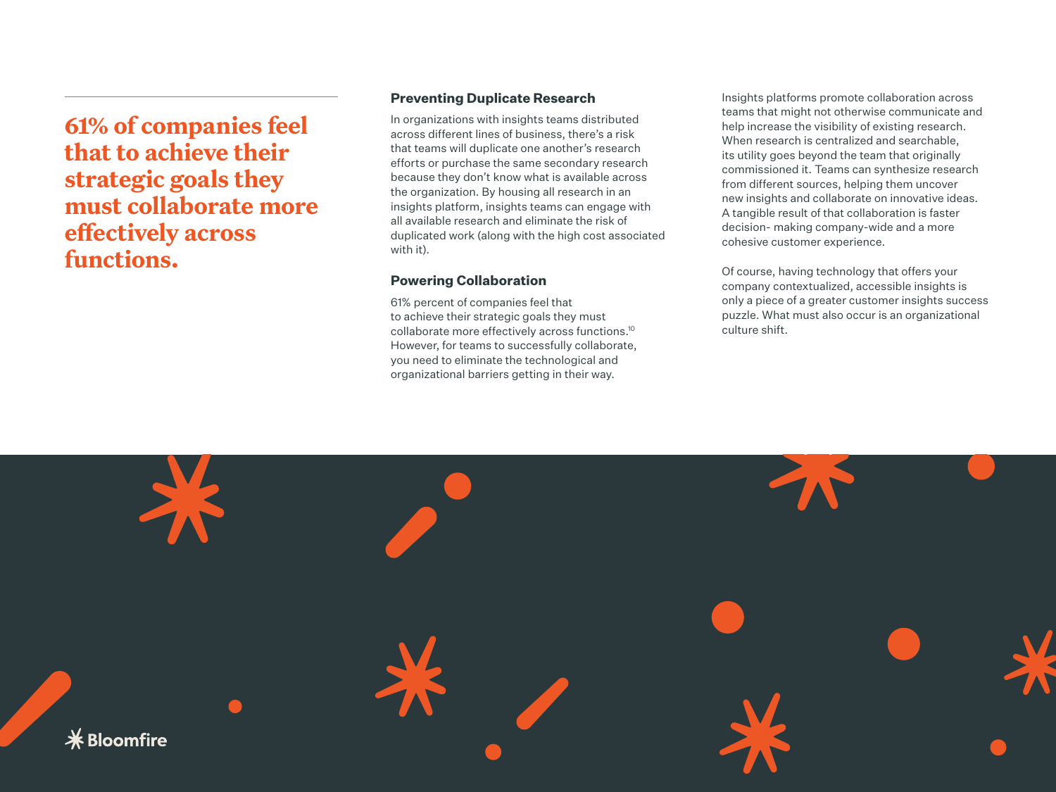**61% of companies feel that to achieve their strategic goals they must collaborate more effectively across functions.**

### Preventing Duplicate Research

In organizations with insights teams distributed across different lines of business, there's a risk that teams will duplicate one another's research efforts or purchase the same secondary research because they don't know what is available across the organization. By housing all research in an insights platform, insights teams can engage with all available research and eliminate the risk of duplicated work (along with the high cost associated with it).

### Powering Collaboration

61% percent of companies feel that to achieve their strategic goals they must collaborate more effectively across functions.[10] However, for teams to successfully collaborate, you need to eliminate the technological and organizational barriers getting in their way.

Insights platforms promote collaboration across teams that might not otherwise communicate and help increase the visibility of existing research. When research is centralized and searchable, its utility goes beyond the team that originally commissioned it. Teams can synthesize research from different sources, helping them uncover new insights and collaborate on innovative ideas. A tangible result of that collaboration is faster decision- making company-wide and a more cohesive customer experience.

Of course, having technology that offers your company contextualized, accessible insights is only a piece of a greater customer insights success puzzle. What must also occur is an organizational culture shift.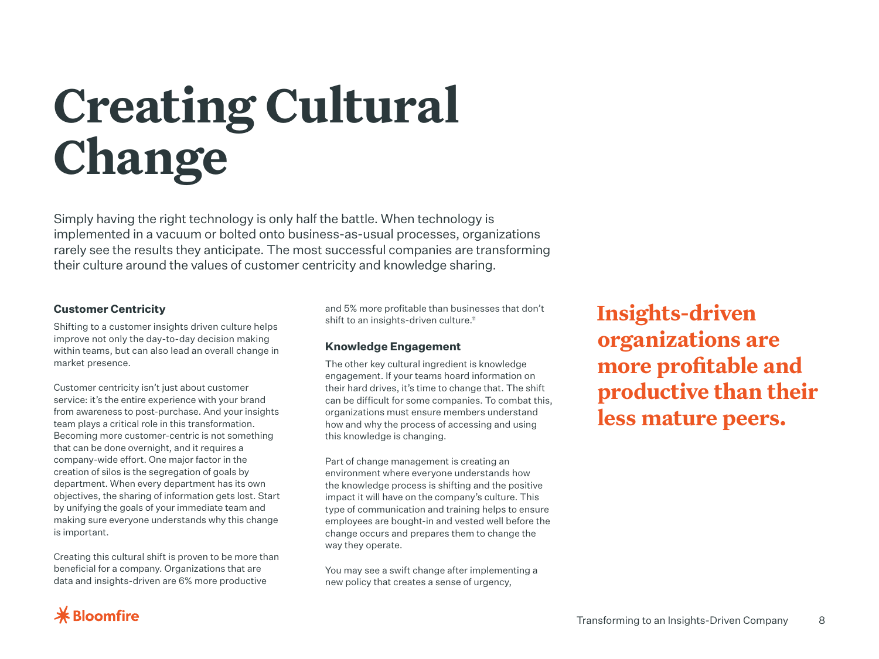# Creating Cultural Change

Simply having the right technology is only half the battle. When technology is implemented in a vacuum or bolted onto business-as-usual processes, organizations rarely see the results they anticipate. The most successful companies are transforming their culture around the values of customer centricity and knowledge sharing.

### Customer Centricity

Shifting to a customer insights driven culture helps improve not only the day-to-day decision making within teams, but can also lead an overall change in market presence.

Customer centricity isn't just about customer service: it's the entire experience with your brand from awareness to post-purchase. And your insights team plays a critical role in this transformation. Becoming more customer-centric is not something that can be done overnight, and it requires a company-wide effort. One major factor in the creation of silos is the segregation of goals by department. When every department has its own objectives, the sharing of information gets lost. Start by unifying the goals of your immediate team and making sure everyone understands why this change is important.

Creating this cultural shift is proven to be more than beneficial for a company. Organizations that are data and insights-driven are 6% more productive and 5% more profitable than businesses that don't shift to an insights-driven culture.[11]

### Knowledge Engagement

The other key cultural ingredient is knowledge engagement. If your teams hoard information on their hard drives, it's time to change that. The shift can be difficult for some companies. To combat this, organizations must ensure members understand how and why the process of accessing and using this knowledge is changing.

Part of change management is creating an environment where everyone understands how the knowledge process is shifting and the positive impact it will have on the company's culture. This type of communication and training helps to ensure employees are bought-in and vested well before the change occurs and prepares them to change the way they operate.

You may see a swift change after implementing a new policy that creates a sense of urgency,

**Insights-driven organizations are more profitable and productive than their less mature peers.**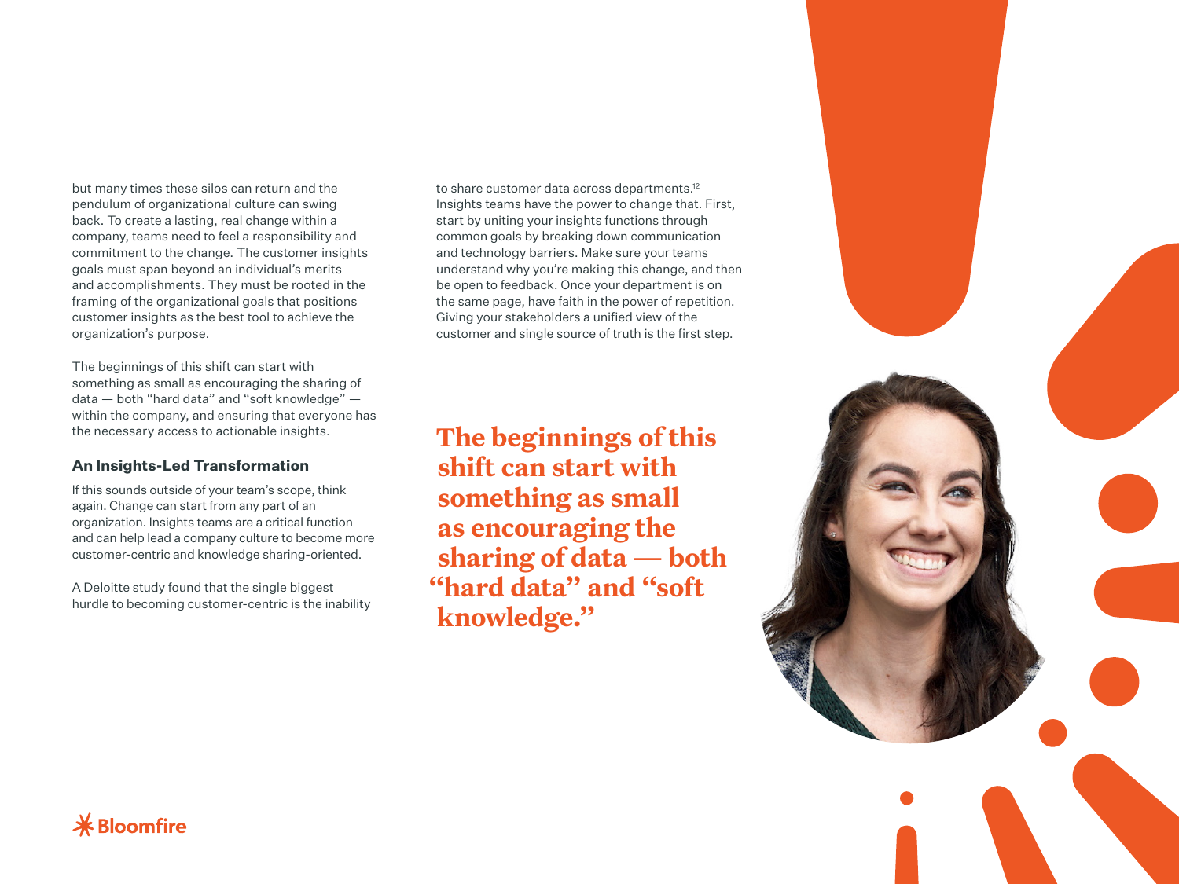but many times these silos can return and the pendulum of organizational culture can swing back. To create a lasting, real change within a company, teams need to feel a responsibility and commitment to the change. The customer insights goals must span beyond an individual's merits and accomplishments. They must be rooted in the framing of the organizational goals that positions customer insights as the best tool to achieve the organization's purpose.

The beginnings of this shift can start with something as small as encouraging the sharing of data — both "hard data" and "soft knowledge" — within the company, and ensuring that everyone has the necessary access to actionable insights.

### An Insights-Led Transformation

If this sounds outside of your team's scope, think again. Change can start from any part of an organization. Insights teams are a critical function and can help lead a company culture to become more customer-centric and knowledge sharing-oriented.

A Deloitte study found that the single biggest hurdle to becoming customer-centric is the inability to share customer data across departments.[12] Insights teams have the power to change that. First, start by uniting your insights functions through common goals by breaking down communication and technology barriers. Make sure your teams understand why you're making this change, and then be open to feedback. Once your department is on the same page, have faith in the power of repetition. Giving your stakeholders a unified view of the customer and single source of truth is the first step.

**The beginnings of this shift can start with something as small as encouraging the sharing of data — both "hard data" and "soft knowledge."**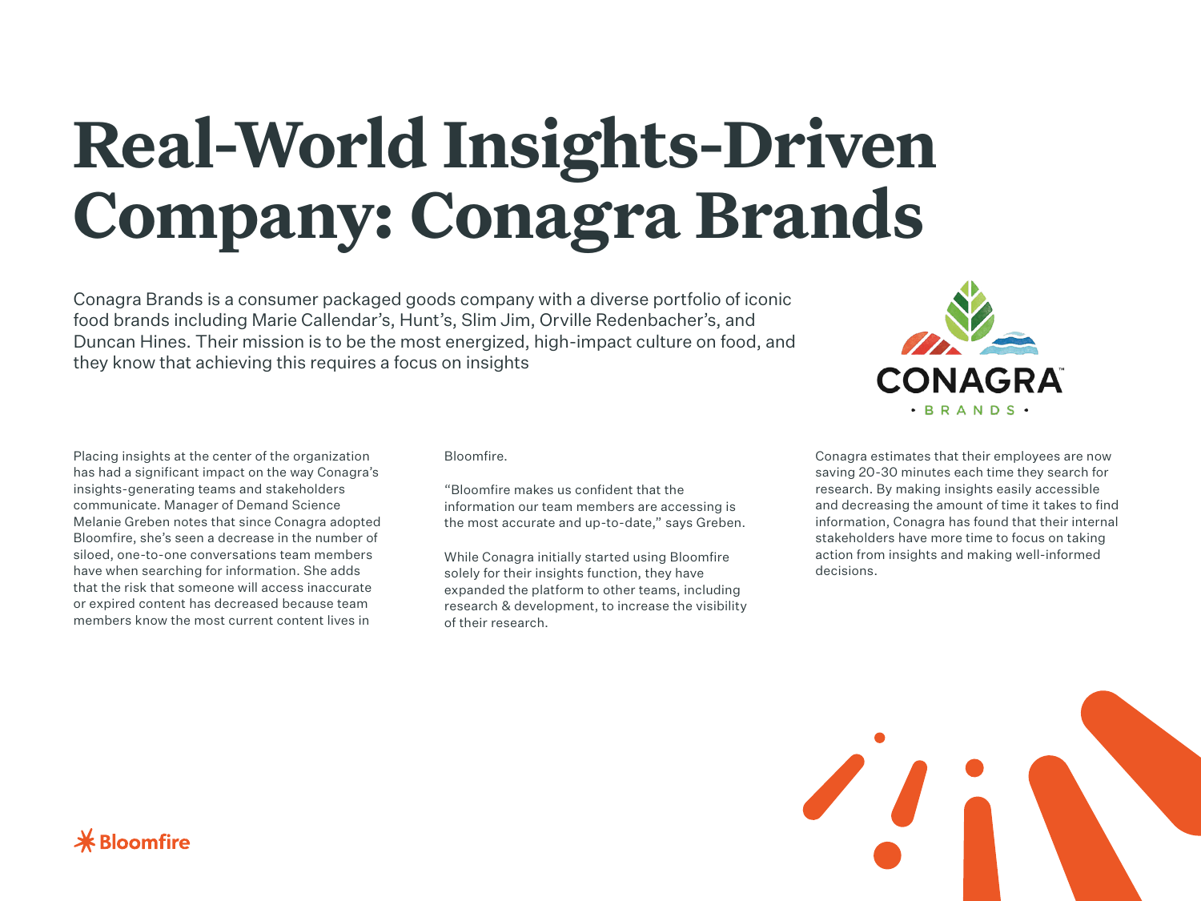# Real-World Insights-Driven Company: Conagra Brands

Conagra Brands is a consumer packaged goods company with a diverse portfolio of iconic food brands including Marie Callendar's, Hunt's, Slim Jim, Orville Redenbacher's, and Duncan Hines. Their mission is to be the most energized, high-impact culture on food, and they know that achieving this requires a focus on insights

Placing insights at the center of the organization has had a significant impact on the way Conagra's insights-generating teams and stakeholders communicate. Manager of Demand Science Melanie Greben notes that since Conagra adopted Bloomfire, she's seen a decrease in the number of siloed, one-to-one conversations team members have when searching for information. She adds that the risk that someone will access inaccurate or expired content has decreased because team members know the most current content lives in Bloomfire.

"Bloomfire makes us confident that the information our team members are accessing is the most accurate and up-to-date," says Greben.

While Conagra initially started using Bloomfire solely for their insights function, they have expanded the platform to other teams, including research & development, to increase the visibility of their research.

Conagra estimates that their employees are now saving 20-30 minutes each time they search for research. By making insights easily accessible and decreasing the amount of time it takes to find information, Conagra has found that their internal stakeholders have more time to focus on taking action from insights and making well-informed decisions.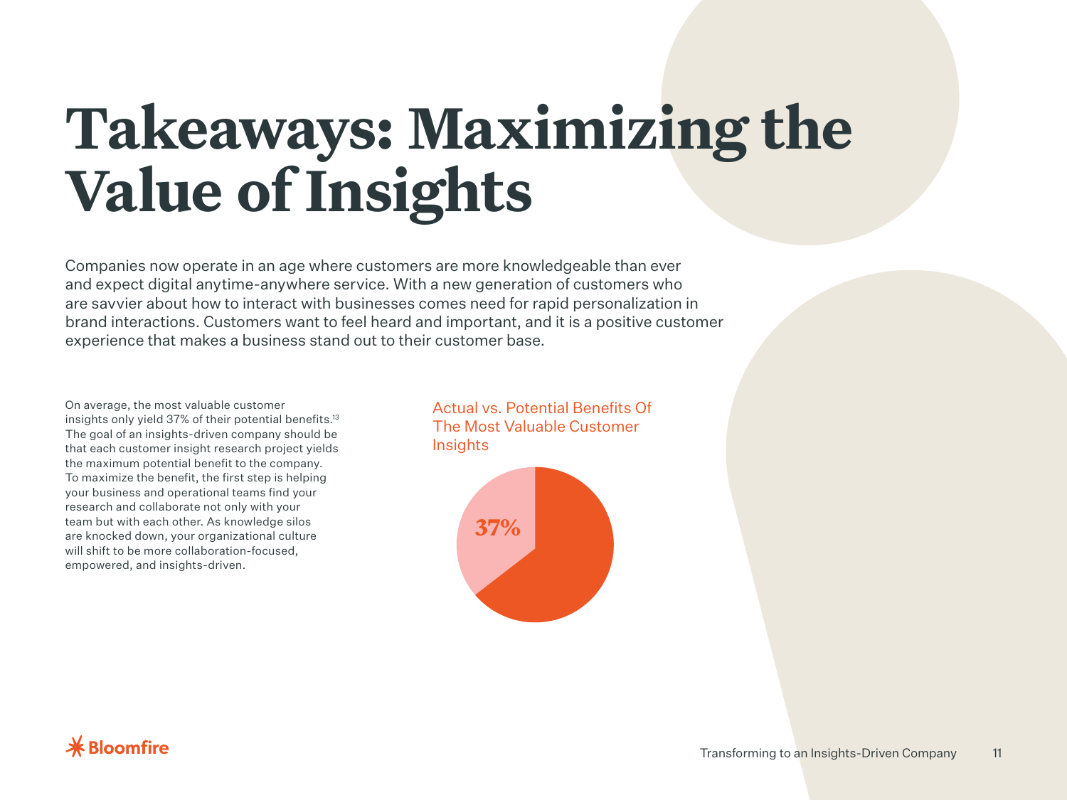# Takeaways: Maximizing the Value of Insights

Companies now operate in an age where customers are more knowledgeable than ever and expect digital anytime-anywhere service. With a new generation of customers who are savvier about how to interact with businesses comes need for rapid personalization in brand interactions. Customers want to feel heard and important, and it is a positive customer experience that makes a business stand out to their customer base.

On average, the most valuable customer insights only yield 37% of their potential benefits.[13] The goal of an insights-driven company should be that each customer insight research project yields the maximum potential benefit to the company. To maximize the benefit, the first step is helping your business and operational teams find your research and collaborate not only with your team but with each other. As knowledge silos are knocked down, your organizational culture will shift to be more collaboration-focused, empowered, and insights-driven.

Actual vs. Potential Benefits Of The Most Valuable Customer Insights

37%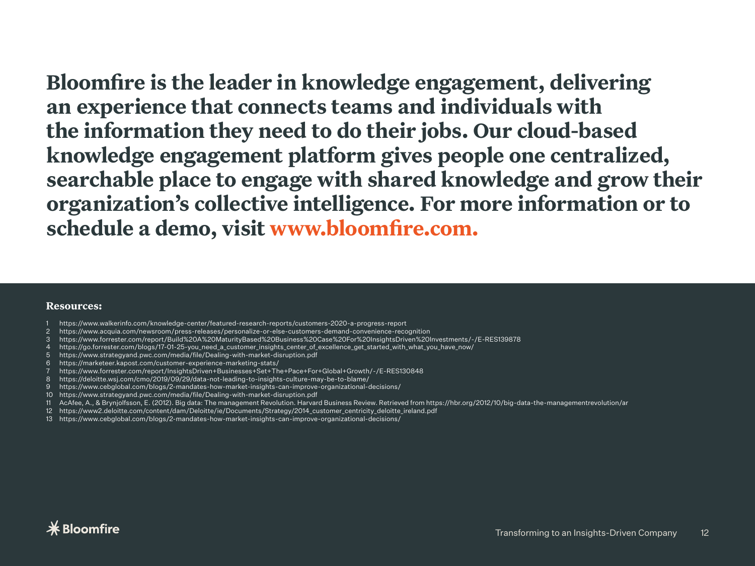**Bloomfire is the leader in knowledge engagement, delivering an experience that connects teams and individuals with the information they need to do their jobs. Our cloud-based knowledge engagement platform gives people one centralized, searchable place to engage with shared knowledge and grow their organization's collective intelligence. For more information or to schedule a demo, visit www.bloomfire.com.**

**Resources:**

1 https://www.walkerinfo.com/knowledge-center/featured-research-reports/customers-2020-a-progress-report
2 https://www.acquia.com/newsroom/press-releases/personalize-or-else-customers-demand-convenience-recognition
3 https://www.forrester.com/report/Build%20A%20MaturityBased%20Business%20Case%20For%20InsightsDriven%20Investments/-/E-RES139878
4 https://go.forrester.com/blogs/17-01-25-you_need_a_customer_insights_center_of_excellence_get_started_with_what_you_have_now/
5 https://www.strategyand.pwc.com/media/file/Dealing-with-market-disruption.pdf
6 https://marketeer.kapost.com/customer-experience-marketing-stats/
7 https://www.forrester.com/report/InsightsDriven+Businesses+Set+The+Pace+For+Global+Growth/-/E-RES130848
8 https://deloitte.wsj.com/cmo/2019/09/29/data-not-leading-to-insights-culture-may-be-to-blame/
9 https://www.cebglobal.com/blogs/2-mandates-how-market-insights-can-improve-organizational-decisions/
10 https://www.strategyand.pwc.com/media/file/Dealing-with-market-disruption.pdf
11 AcAfee, A., & Brynjolfsson, E. (2012). Big data: The management Revolution. Harvard Business Review. Retrieved from https://hbr.org/2012/10/big-data-the-managementrevolution/ar
12 https://www2.deloitte.com/content/dam/Deloitte/ie/Documents/Strategy/2014_customer_centricity_deloitte_ireland.pdf
13 https://www.cebglobal.com/blogs/2-mandates-how-market-insights-can-improve-organizational-decisions/